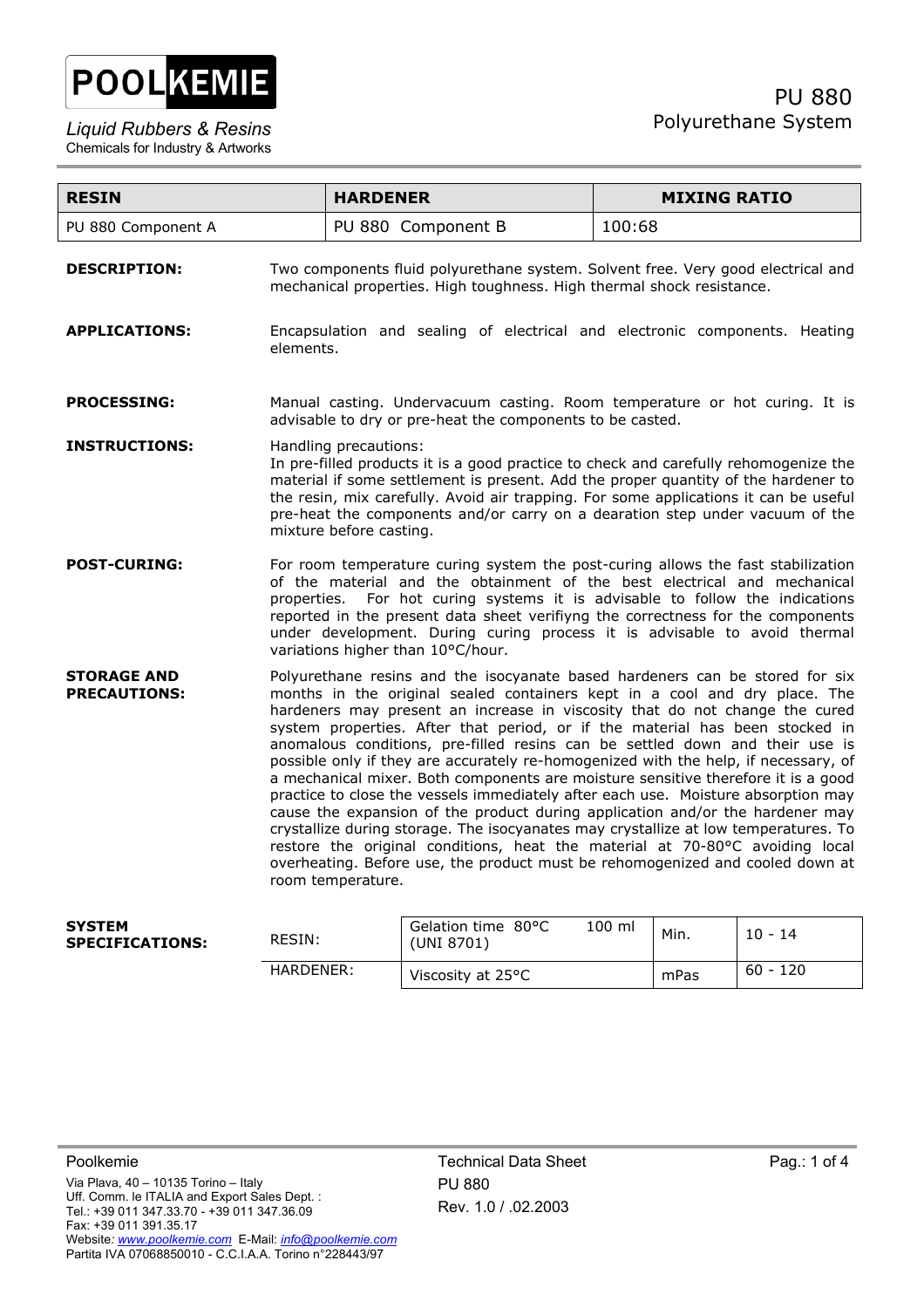# POOLKEMIE

*Liquid Rubbers & Resins*
Chemicals for Industry & Artworks

## PU 880
Polyurethane System

| RESIN | HARDENER | MIXING RATIO |
|---|---|---|
| PU 880 Component A | PU 880 Component B | 100:68 |

**DESCRIPTION:** Two components fluid polyurethane system. Solvent free. Very good electrical and mechanical properties. High toughness. High thermal shock resistance.

**APPLICATIONS:** Encapsulation and sealing of electrical and electronic components. Heating elements.

**PROCESSING:** Manual casting. Undervacuum casting. Room temperature or hot curing. It is advisable to dry or pre-heat the components to be casted.

**INSTRUCTIONS:** Handling precautions:
In pre-filled products it is a good practice to check and carefully rehomogenize the material if some settlement is present. Add the proper quantity of the hardener to the resin, mix carefully. Avoid air trapping. For some applications it can be useful pre-heat the components and/or carry on a dearation step under vacuum of the mixture before casting.

**POST-CURING:** For room temperature curing system the post-curing allows the fast stabilization of the material and the obtainment of the best electrical and mechanical properties. For hot curing systems it is advisable to follow the indications reported in the present data sheet verifiyng the correctness for the components under development. During curing process it is advisable to avoid thermal variations higher than 10°C/hour.

**STORAGE AND PRECAUTIONS:** Polyurethane resins and the isocyanate based hardeners can be stored for six months in the original sealed containers kept in a cool and dry place. The hardeners may present an increase in viscosity that do not change the cured system properties. After that period, or if the material has been stocked in anomalous conditions, pre-filled resins can be settled down and their use is possible only if they are accurately re-homogenized with the help, if necessary, of a mechanical mixer. Both components are moisture sensitive therefore it is a good practice to close the vessels immediately after each use. Moisture absorption may cause the expansion of the product during application and/or the hardener may crystallize during storage. The isocyanates may crystallize at low temperatures. To restore the original conditions, heat the material at 70-80°C avoiding local overheating. Before use, the product must be rehomogenized and cooled down at room temperature.

**SYSTEM SPECIFICATIONS:**

| | Property | Unit | Value |
|---|---|---|---|
| RESIN: | Gelation time 80°C 100 ml (UNI 8701) | Min. | 10 - 14 |
| HARDENER: | Viscosity at 25°C | mPas | 60 - 120 |

Poolkemie
Via Plava, 40 – 10135 Torino – Italy
Uff. Comm. le ITALIA and Export Sales Dept. :
Tel.: +39 011 347.33.70 - +39 011 347.36.09
Fax: +39 011 391.35.17
Website: www.poolkemie.com E-Mail: info@poolkemie.com
Partita IVA 07068850010 - C.C.I.A.A. Torino n°228443/97

Technical Data Sheet
PU 880
Rev. 1.0 / .02.2003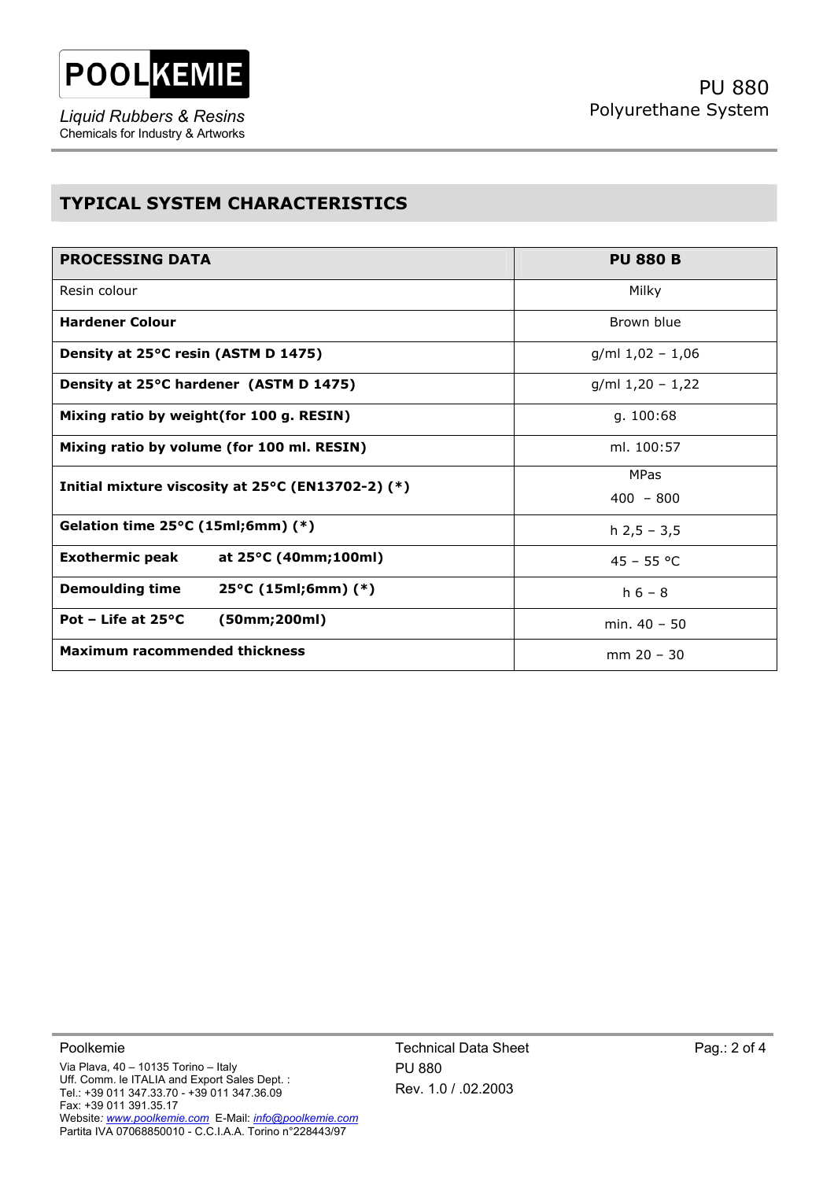## TYPICAL SYSTEM CHARACTERISTICS

| **PROCESSING DATA** | **PU 880 B** |
|---|---|
| Resin colour | Milky |
| **Hardener Colour** | Brown blue |
| **Density at 25°C resin (ASTM D 1475)** | g/ml 1,02 – 1,06 |
| **Density at 25°C hardener (ASTM D 1475)** | g/ml 1,20 – 1,22 |
| **Mixing ratio by weight(for 100 g. RESIN)** | g. 100:68 |
| **Mixing ratio by volume (for 100 ml. RESIN)** | ml. 100:57 |
| **Initial mixture viscosity at 25°C (EN13702-2) (*)** | MPas 400 – 800 |
| **Gelation time 25°C (15ml;6mm) (*)** | h 2,5 – 3,5 |
| **Exothermic peak at 25°C (40mm;100ml)** | 45 – 55 °C |
| **Demoulding time 25°C (15ml;6mm) (*)** | h 6 – 8 |
| **Pot – Life at 25°C (50mm;200ml)** | min. 40 – 50 |
| **Maximum racommended thickness** | mm 20 – 30 |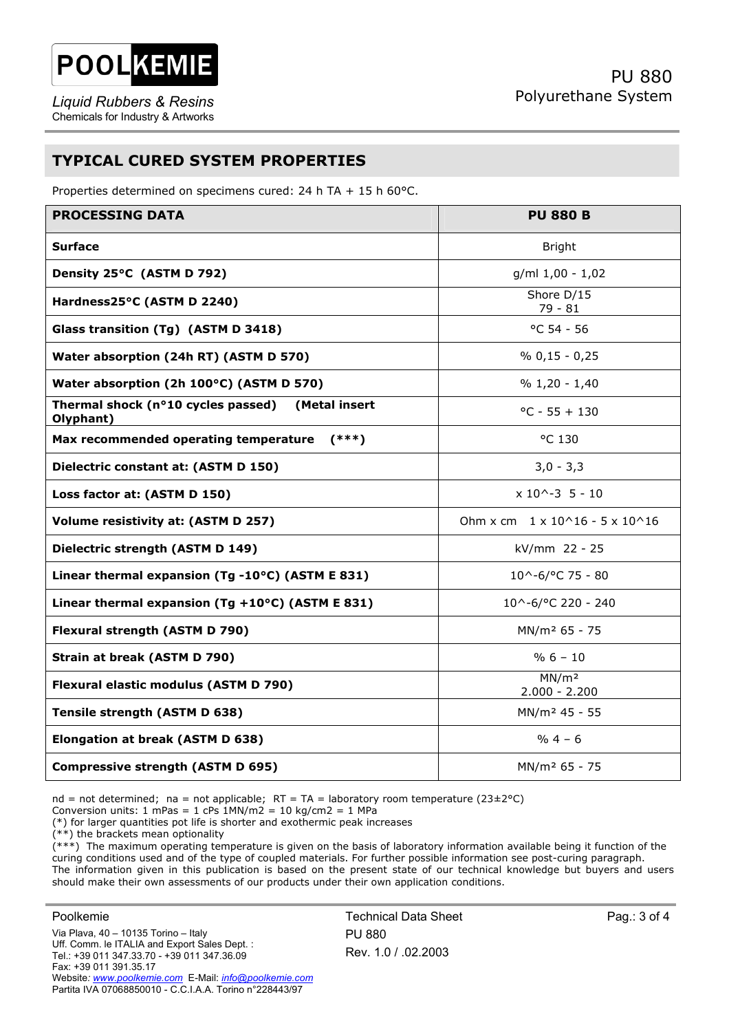## TYPICAL CURED SYSTEM PROPERTIES

Properties determined on specimens cured: 24 h TA + 15 h 60°C.

| PROCESSING DATA | PU 880 B |
|---|---|
| **Surface** | Bright |
| **Density 25°C (ASTM D 792)** | g/ml 1,00 - 1,02 |
| **Hardness25°C (ASTM D 2240)** | Shore D/15 79 - 81 |
| **Glass transition (Tg) (ASTM D 3418)** | °C 54 - 56 |
| **Water absorption (24h RT) (ASTM D 570)** | % 0,15 - 0,25 |
| **Water absorption (2h 100°C) (ASTM D 570)** | % 1,20 - 1,40 |
| **Thermal shock (n°10 cycles passed) (Metal insert Olyphant)** | °C - 55 + 130 |
| **Max recommended operating temperature (***)** | °C 130 |
| **Dielectric constant at: (ASTM D 150)** | 3,0 - 3,3 |
| **Loss factor at: (ASTM D 150)** | $\times 10^{-3}$ 5 - 10 |
| **Volume resistivity at: (ASTM D 257)** | Ohm x cm $1 \times 10^{16}$ - $5 \times 10^{16}$ |
| **Dielectric strength (ASTM D 149)** | kV/mm 22 - 25 |
| **Linear thermal expansion (Tg -10°C) (ASTM E 831)** | $10^{-6}$/°C 75 - 80 |
| **Linear thermal expansion (Tg +10°C) (ASTM E 831)** | $10^{-6}$/°C 220 - 240 |
| **Flexural strength (ASTM D 790)** | MN/m² 65 - 75 |
| **Strain at break (ASTM D 790)** | % 6 – 10 |
| **Flexural elastic modulus (ASTM D 790)** | MN/m² 2.000 - 2.200 |
| **Tensile strength (ASTM D 638)** | MN/m² 45 - 55 |
| **Elongation at break (ASTM D 638)** | % 4 – 6 |
| **Compressive strength (ASTM D 695)** | MN/m² 65 - 75 |

nd = not determined; na = not applicable; RT = TA = laboratory room temperature (23±2°C)
Conversion units: 1 mPas = 1 cPs 1MN/m2 = 10 kg/cm2 = 1 MPa
(*) for larger quantities pot life is shorter and exothermic peak increases
(**) the brackets mean optionality
(***) The maximum operating temperature is given on the basis of laboratory information available being it function of the curing conditions used and of the type of coupled materials. For further possible information see post-curing paragraph.
The information given in this publication is based on the present state of our technical knowledge but buyers and users should make their own assessments of our products under their own application conditions.